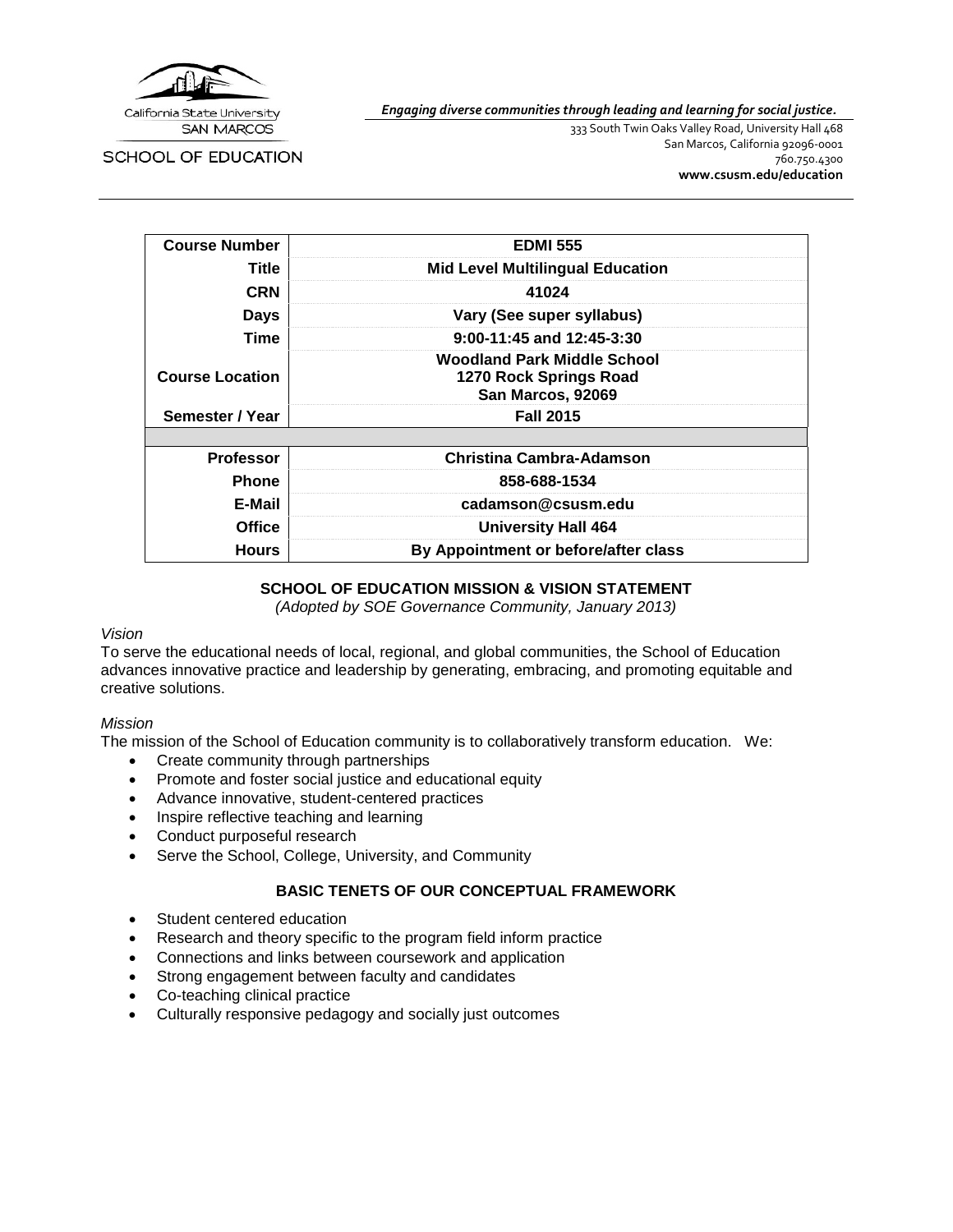California State University
SAN MARCOS

SCHOOL OF EDUCATION

***Engaging diverse communities through leading and learning for social justice.***

333 South Twin Oaks Valley Road, University Hall 468
San Marcos, California 92096-0001
760.750.4300
**www.csusm.edu/education**

| | |
|---|---|
| **Course Number** | **EDMI 555** |
| **Title** | **Mid Level Multilingual Education** |
| **CRN** | **41024** |
| **Days** | **Vary (See super syllabus)** |
| **Time** | **9:00-11:45 and 12:45-3:30** |
| **Course Location** | **Woodland Park Middle School 1270 Rock Springs Road San Marcos, 92069** |
| **Semester / Year** | **Fall 2015** |
| | |
| **Professor** | **Christina Cambra-Adamson** |
| **Phone** | **858-688-1534** |
| **E-Mail** | **cadamson@csusm.edu** |
| **Office** | **University Hall 464** |
| **Hours** | **By Appointment or before/after class** |

## SCHOOL OF EDUCATION MISSION & VISION STATEMENT

*(Adopted by SOE Governance Community, January 2013)*

*Vision*

To serve the educational needs of local, regional, and global communities, the School of Education advances innovative practice and leadership by generating, embracing, and promoting equitable and creative solutions.

*Mission*

The mission of the School of Education community is to collaboratively transform education. We:

- Create community through partnerships
- Promote and foster social justice and educational equity
- Advance innovative, student-centered practices
- Inspire reflective teaching and learning
- Conduct purposeful research
- Serve the School, College, University, and Community

## BASIC TENETS OF OUR CONCEPTUAL FRAMEWORK

- Student centered education
- Research and theory specific to the program field inform practice
- Connections and links between coursework and application
- Strong engagement between faculty and candidates
- Co-teaching clinical practice
- Culturally responsive pedagogy and socially just outcomes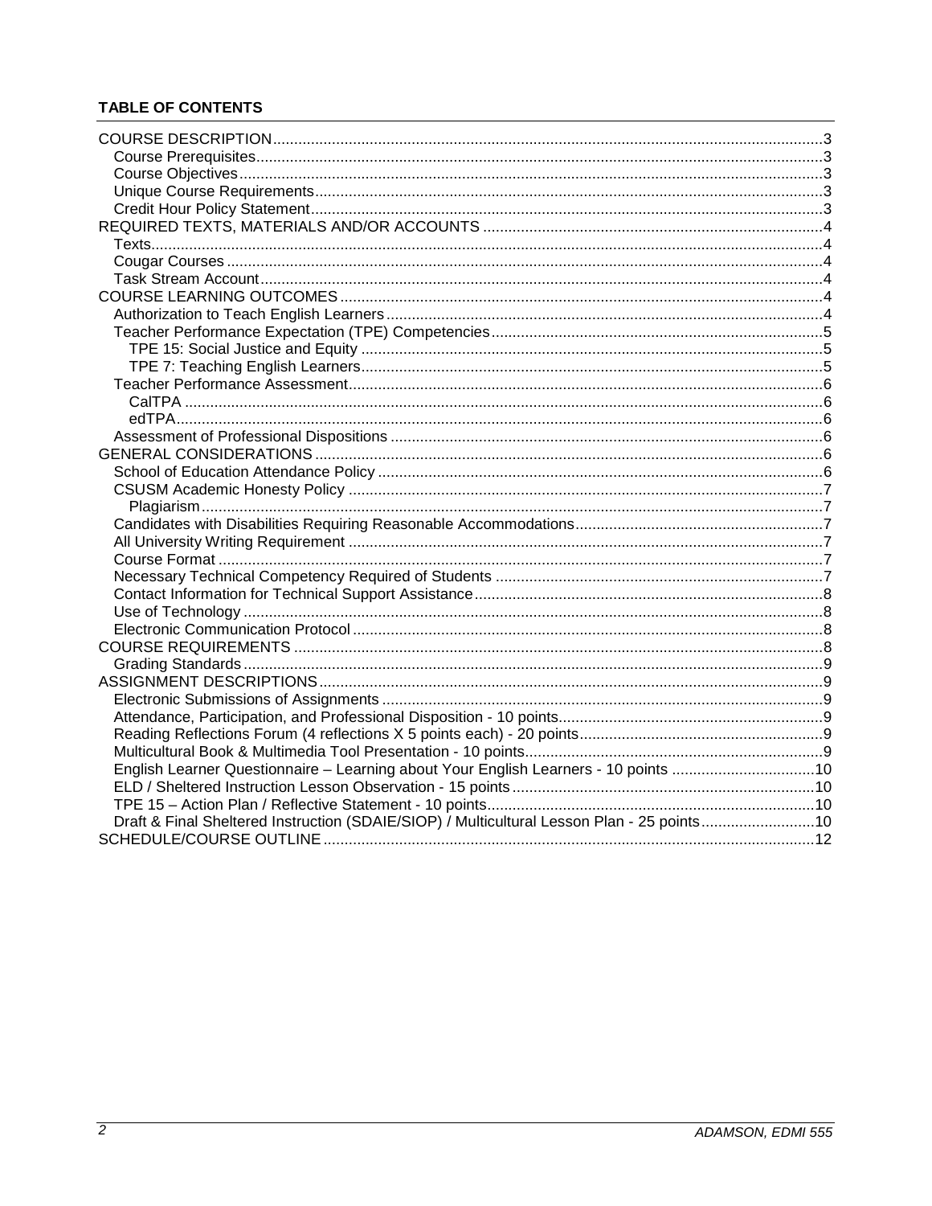**TABLE OF CONTENTS**

- COURSE DESCRIPTION ... 3
  - Course Prerequisites ... 3
  - Course Objectives ... 3
  - Unique Course Requirements ... 3
  - Credit Hour Policy Statement ... 3
- REQUIRED TEXTS, MATERIALS AND/OR ACCOUNTS ... 4
  - Texts ... 4
  - Cougar Courses ... 4
  - Task Stream Account ... 4
- COURSE LEARNING OUTCOMES ... 4
  - Authorization to Teach English Learners ... 4
  - Teacher Performance Expectation (TPE) Competencies ... 5
    - TPE 15: Social Justice and Equity ... 5
    - TPE 7: Teaching English Learners ... 5
  - Teacher Performance Assessment ... 6
    - CalTPA ... 6
    - edTPA ... 6
  - Assessment of Professional Dispositions ... 6
- GENERAL CONSIDERATIONS ... 6
  - School of Education Attendance Policy ... 6
  - CSUSM Academic Honesty Policy ... 7
    - Plagiarism ... 7
  - Candidates with Disabilities Requiring Reasonable Accommodations ... 7
  - All University Writing Requirement ... 7
  - Course Format ... 7
  - Necessary Technical Competency Required of Students ... 7
  - Contact Information for Technical Support Assistance ... 8
  - Use of Technology ... 8
  - Electronic Communication Protocol ... 8
- COURSE REQUIREMENTS ... 8
  - Grading Standards ... 9
- ASSIGNMENT DESCRIPTIONS ... 9
  - Electronic Submissions of Assignments ... 9
  - Attendance, Participation, and Professional Disposition - 10 points ... 9
  - Reading Reflections Forum (4 reflections X 5 points each) - 20 points ... 9
  - Multicultural Book & Multimedia Tool Presentation - 10 points ... 9
  - English Learner Questionnaire – Learning about Your English Learners - 10 points ... 10
  - ELD / Sheltered Instruction Lesson Observation - 15 points ... 10
  - TPE 15 – Action Plan / Reflective Statement - 10 points ... 10
  - Draft & Final Sheltered Instruction (SDAIE/SIOP) / Multicultural Lesson Plan - 25 points ... 10
- SCHEDULE/COURSE OUTLINE ... 12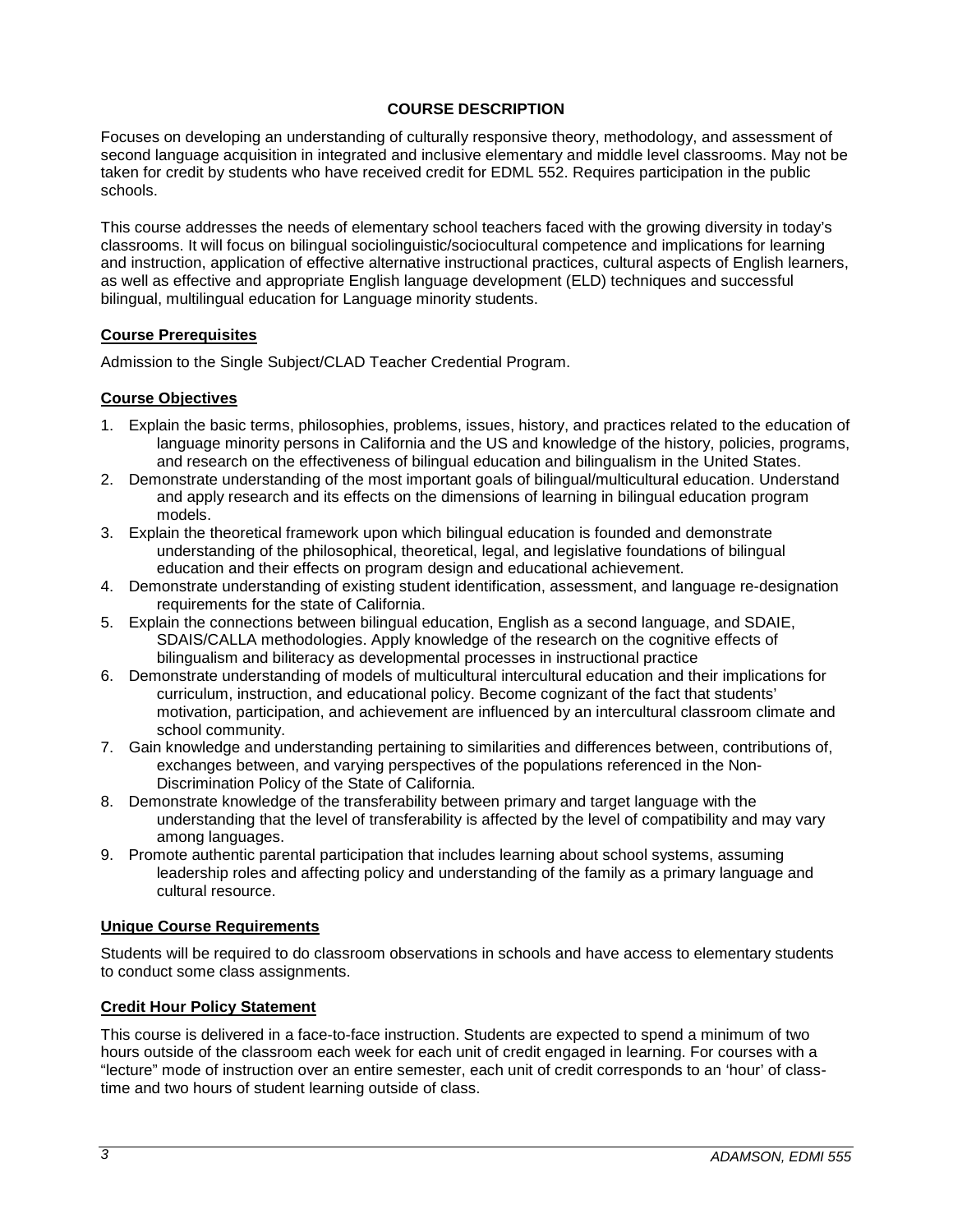## COURSE DESCRIPTION

Focuses on developing an understanding of culturally responsive theory, methodology, and assessment of second language acquisition in integrated and inclusive elementary and middle level classrooms. May not be taken for credit by students who have received credit for EDML 552. Requires participation in the public schools.

This course addresses the needs of elementary school teachers faced with the growing diversity in today's classrooms. It will focus on bilingual sociolinguistic/sociocultural competence and implications for learning and instruction, application of effective alternative instructional practices, cultural aspects of English learners, as well as effective and appropriate English language development (ELD) techniques and successful bilingual, multilingual education for Language minority students.

### Course Prerequisites

Admission to the Single Subject/CLAD Teacher Credential Program.

### Course Objectives

1. Explain the basic terms, philosophies, problems, issues, history, and practices related to the education of language minority persons in California and the US and knowledge of the history, policies, programs, and research on the effectiveness of bilingual education and bilingualism in the United States.
2. Demonstrate understanding of the most important goals of bilingual/multicultural education. Understand and apply research and its effects on the dimensions of learning in bilingual education program models.
3. Explain the theoretical framework upon which bilingual education is founded and demonstrate understanding of the philosophical, theoretical, legal, and legislative foundations of bilingual education and their effects on program design and educational achievement.
4. Demonstrate understanding of existing student identification, assessment, and language re-designation requirements for the state of California.
5. Explain the connections between bilingual education, English as a second language, and SDAIE, SDAIS/CALLA methodologies. Apply knowledge of the research on the cognitive effects of bilingualism and biliteracy as developmental processes in instructional practice
6. Demonstrate understanding of models of multicultural intercultural education and their implications for curriculum, instruction, and educational policy. Become cognizant of the fact that students' motivation, participation, and achievement are influenced by an intercultural classroom climate and school community.
7. Gain knowledge and understanding pertaining to similarities and differences between, contributions of, exchanges between, and varying perspectives of the populations referenced in the Non-Discrimination Policy of the State of California.
8. Demonstrate knowledge of the transferability between primary and target language with the understanding that the level of transferability is affected by the level of compatibility and may vary among languages.
9. Promote authentic parental participation that includes learning about school systems, assuming leadership roles and affecting policy and understanding of the family as a primary language and cultural resource.

### Unique Course Requirements

Students will be required to do classroom observations in schools and have access to elementary students to conduct some class assignments.

### Credit Hour Policy Statement

This course is delivered in a face-to-face instruction. Students are expected to spend a minimum of two hours outside of the classroom each week for each unit of credit engaged in learning. For courses with a "lecture" mode of instruction over an entire semester, each unit of credit corresponds to an 'hour' of class-time and two hours of student learning outside of class.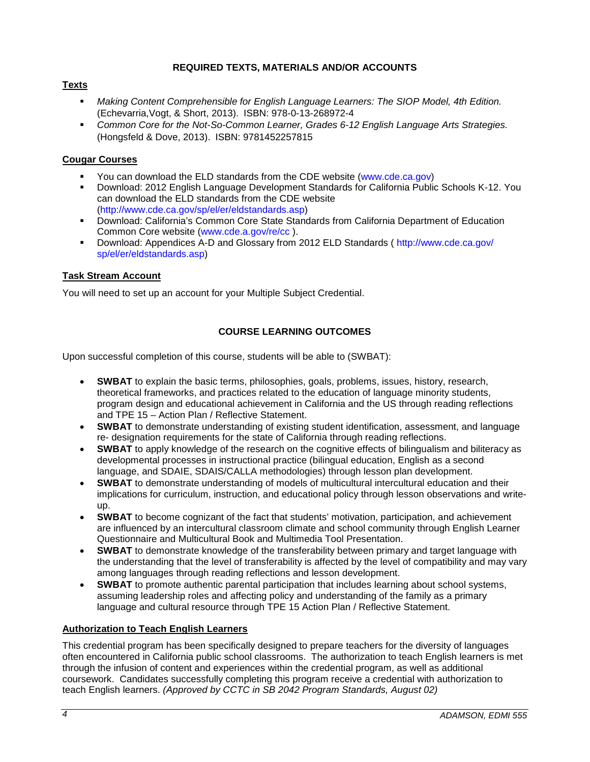## REQUIRED TEXTS, MATERIALS AND/OR ACCOUNTS

### Texts

- *Making Content Comprehensible for English Language Learners: The SIOP Model, 4th Edition.* (Echevarria,Vogt, & Short, 2013). ISBN: 978-0-13-268972-4
- *Common Core for the Not-So-Common Learner, Grades 6-12 English Language Arts Strategies.* (Hongsfeld & Dove, 2013). ISBN: 9781452257815

### Cougar Courses

- You can download the ELD standards from the CDE website (www.cde.ca.gov)
- Download: 2012 English Language Development Standards for California Public Schools K-12. You can download the ELD standards from the CDE website (http://www.cde.ca.gov/sp/el/er/eldstandards.asp)
- Download: California's Common Core State Standards from California Department of Education Common Core website (www.cde.a.gov/re/cc ).
- Download: Appendices A-D and Glossary from 2012 ELD Standards ( http://www.cde.ca.gov/ sp/el/er/eldstandards.asp)

### Task Stream Account

You will need to set up an account for your Multiple Subject Credential.

## COURSE LEARNING OUTCOMES

Upon successful completion of this course, students will be able to (SWBAT):

- **SWBAT** to explain the basic terms, philosophies, goals, problems, issues, history, research, theoretical frameworks, and practices related to the education of language minority students, program design and educational achievement in California and the US through reading reflections and TPE 15 – Action Plan / Reflective Statement.
- **SWBAT** to demonstrate understanding of existing student identification, assessment, and language re- designation requirements for the state of California through reading reflections.
- **SWBAT** to apply knowledge of the research on the cognitive effects of bilingualism and biliteracy as developmental processes in instructional practice (bilingual education, English as a second language, and SDAIE, SDAIS/CALLA methodologies) through lesson plan development.
- **SWBAT** to demonstrate understanding of models of multicultural intercultural education and their implications for curriculum, instruction, and educational policy through lesson observations and write-up.
- **SWBAT** to become cognizant of the fact that students' motivation, participation, and achievement are influenced by an intercultural classroom climate and school community through English Learner Questionnaire and Multicultural Book and Multimedia Tool Presentation.
- **SWBAT** to demonstrate knowledge of the transferability between primary and target language with the understanding that the level of transferability is affected by the level of compatibility and may vary among languages through reading reflections and lesson development.
- **SWBAT** to promote authentic parental participation that includes learning about school systems, assuming leadership roles and affecting policy and understanding of the family as a primary language and cultural resource through TPE 15 Action Plan / Reflective Statement.

### Authorization to Teach English Learners

This credential program has been specifically designed to prepare teachers for the diversity of languages often encountered in California public school classrooms. The authorization to teach English learners is met through the infusion of content and experiences within the credential program, as well as additional coursework. Candidates successfully completing this program receive a credential with authorization to teach English learners. *(Approved by CCTC in SB 2042 Program Standards, August 02)*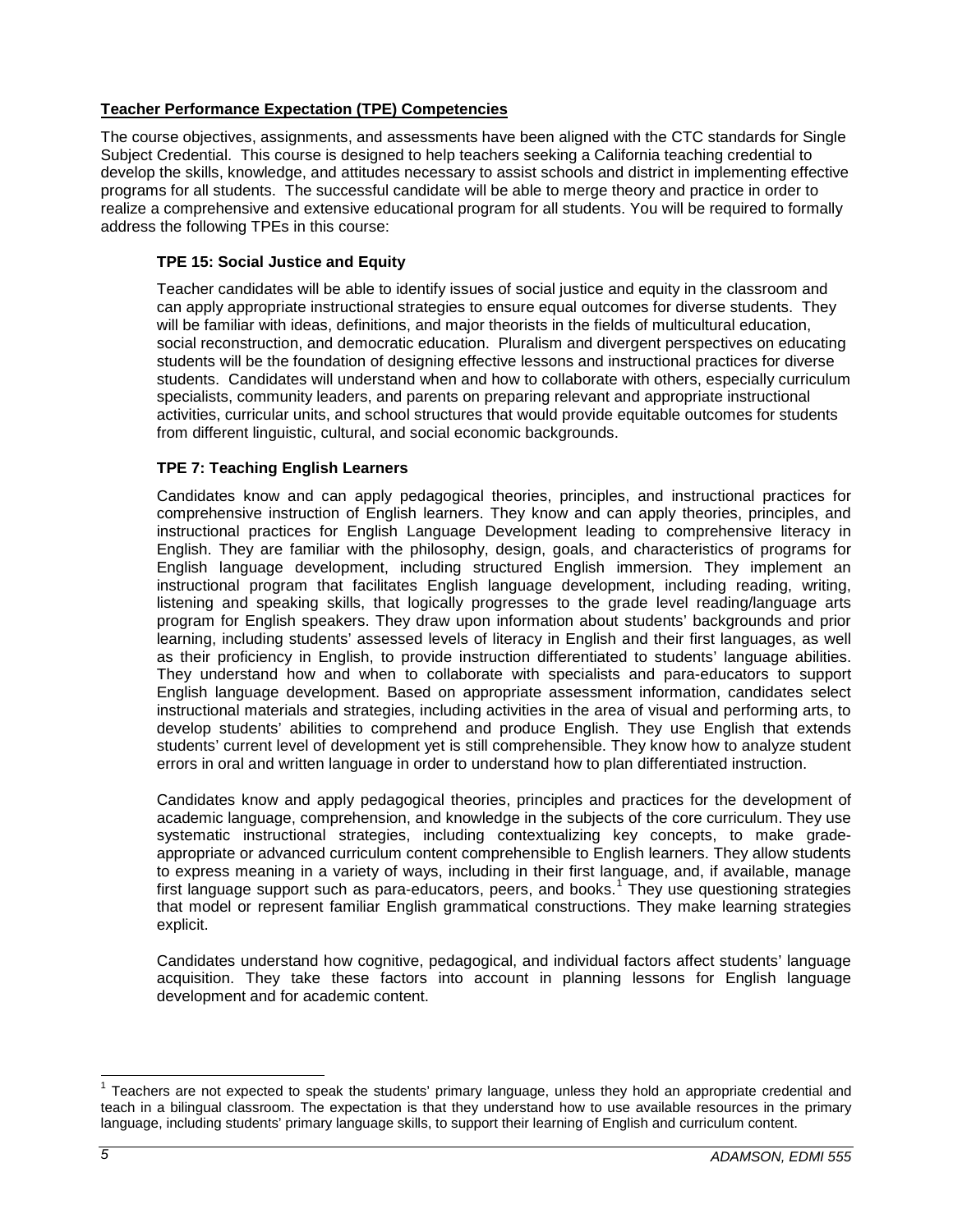**Teacher Performance Expectation (TPE) Competencies**

The course objectives, assignments, and assessments have been aligned with the CTC standards for Single Subject Credential. This course is designed to help teachers seeking a California teaching credential to develop the skills, knowledge, and attitudes necessary to assist schools and district in implementing effective programs for all students. The successful candidate will be able to merge theory and practice in order to realize a comprehensive and extensive educational program for all students. You will be required to formally address the following TPEs in this course:

**TPE 15: Social Justice and Equity**

Teacher candidates will be able to identify issues of social justice and equity in the classroom and can apply appropriate instructional strategies to ensure equal outcomes for diverse students. They will be familiar with ideas, definitions, and major theorists in the fields of multicultural education, social reconstruction, and democratic education. Pluralism and divergent perspectives on educating students will be the foundation of designing effective lessons and instructional practices for diverse students. Candidates will understand when and how to collaborate with others, especially curriculum specialists, community leaders, and parents on preparing relevant and appropriate instructional activities, curricular units, and school structures that would provide equitable outcomes for students from different linguistic, cultural, and social economic backgrounds.

**TPE 7: Teaching English Learners**

Candidates know and can apply pedagogical theories, principles, and instructional practices for comprehensive instruction of English learners. They know and can apply theories, principles, and instructional practices for English Language Development leading to comprehensive literacy in English. They are familiar with the philosophy, design, goals, and characteristics of programs for English language development, including structured English immersion. They implement an instructional program that facilitates English language development, including reading, writing, listening and speaking skills, that logically progresses to the grade level reading/language arts program for English speakers. They draw upon information about students' backgrounds and prior learning, including students' assessed levels of literacy in English and their first languages, as well as their proficiency in English, to provide instruction differentiated to students' language abilities. They understand how and when to collaborate with specialists and para-educators to support English language development. Based on appropriate assessment information, candidates select instructional materials and strategies, including activities in the area of visual and performing arts, to develop students' abilities to comprehend and produce English. They use English that extends students' current level of development yet is still comprehensible. They know how to analyze student errors in oral and written language in order to understand how to plan differentiated instruction.

Candidates know and apply pedagogical theories, principles and practices for the development of academic language, comprehension, and knowledge in the subjects of the core curriculum. They use systematic instructional strategies, including contextualizing key concepts, to make grade-appropriate or advanced curriculum content comprehensible to English learners. They allow students to express meaning in a variety of ways, including in their first language, and, if available, manage first language support such as para-educators, peers, and books.[1] They use questioning strategies that model or represent familiar English grammatical constructions. They make learning strategies explicit.

Candidates understand how cognitive, pedagogical, and individual factors affect students' language acquisition. They take these factors into account in planning lessons for English language development and for academic content.

---

[1] Teachers are not expected to speak the students' primary language, unless they hold an appropriate credential and teach in a bilingual classroom. The expectation is that they understand how to use available resources in the primary language, including students' primary language skills, to support their learning of English and curriculum content.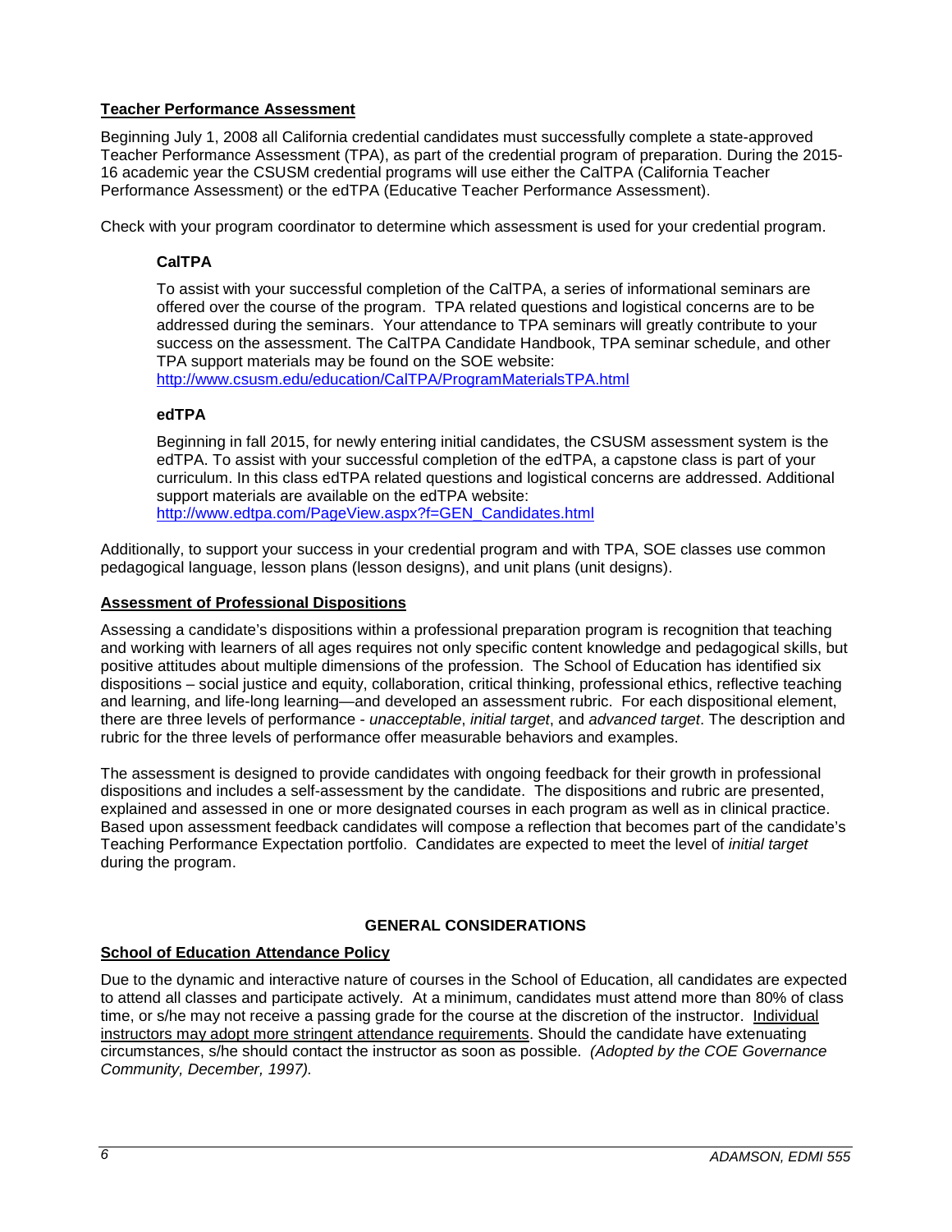## Teacher Performance Assessment

Beginning July 1, 2008 all California credential candidates must successfully complete a state-approved Teacher Performance Assessment (TPA), as part of the credential program of preparation. During the 2015-16 academic year the CSUSM credential programs will use either the CalTPA (California Teacher Performance Assessment) or the edTPA (Educative Teacher Performance Assessment).

Check with your program coordinator to determine which assessment is used for your credential program.

### CalTPA

To assist with your successful completion of the CalTPA, a series of informational seminars are offered over the course of the program. TPA related questions and logistical concerns are to be addressed during the seminars. Your attendance to TPA seminars will greatly contribute to your success on the assessment. The CalTPA Candidate Handbook, TPA seminar schedule, and other TPA support materials may be found on the SOE website: http://www.csusm.edu/education/CalTPA/ProgramMaterialsTPA.html

### edTPA

Beginning in fall 2015, for newly entering initial candidates, the CSUSM assessment system is the edTPA. To assist with your successful completion of the edTPA, a capstone class is part of your curriculum. In this class edTPA related questions and logistical concerns are addressed. Additional support materials are available on the edTPA website: http://www.edtpa.com/PageView.aspx?f=GEN_Candidates.html

Additionally, to support your success in your credential program and with TPA, SOE classes use common pedagogical language, lesson plans (lesson designs), and unit plans (unit designs).

## Assessment of Professional Dispositions

Assessing a candidate's dispositions within a professional preparation program is recognition that teaching and working with learners of all ages requires not only specific content knowledge and pedagogical skills, but positive attitudes about multiple dimensions of the profession. The School of Education has identified six dispositions – social justice and equity, collaboration, critical thinking, professional ethics, reflective teaching and learning, and life-long learning—and developed an assessment rubric. For each dispositional element, there are three levels of performance - *unacceptable*, *initial target*, and *advanced target*. The description and rubric for the three levels of performance offer measurable behaviors and examples.

The assessment is designed to provide candidates with ongoing feedback for their growth in professional dispositions and includes a self-assessment by the candidate. The dispositions and rubric are presented, explained and assessed in one or more designated courses in each program as well as in clinical practice. Based upon assessment feedback candidates will compose a reflection that becomes part of the candidate's Teaching Performance Expectation portfolio. Candidates are expected to meet the level of *initial target* during the program.

# GENERAL CONSIDERATIONS

## School of Education Attendance Policy

Due to the dynamic and interactive nature of courses in the School of Education, all candidates are expected to attend all classes and participate actively. At a minimum, candidates must attend more than 80% of class time, or s/he may not receive a passing grade for the course at the discretion of the instructor. Individual instructors may adopt more stringent attendance requirements. Should the candidate have extenuating circumstances, s/he should contact the instructor as soon as possible. *(Adopted by the COE Governance Community, December, 1997).*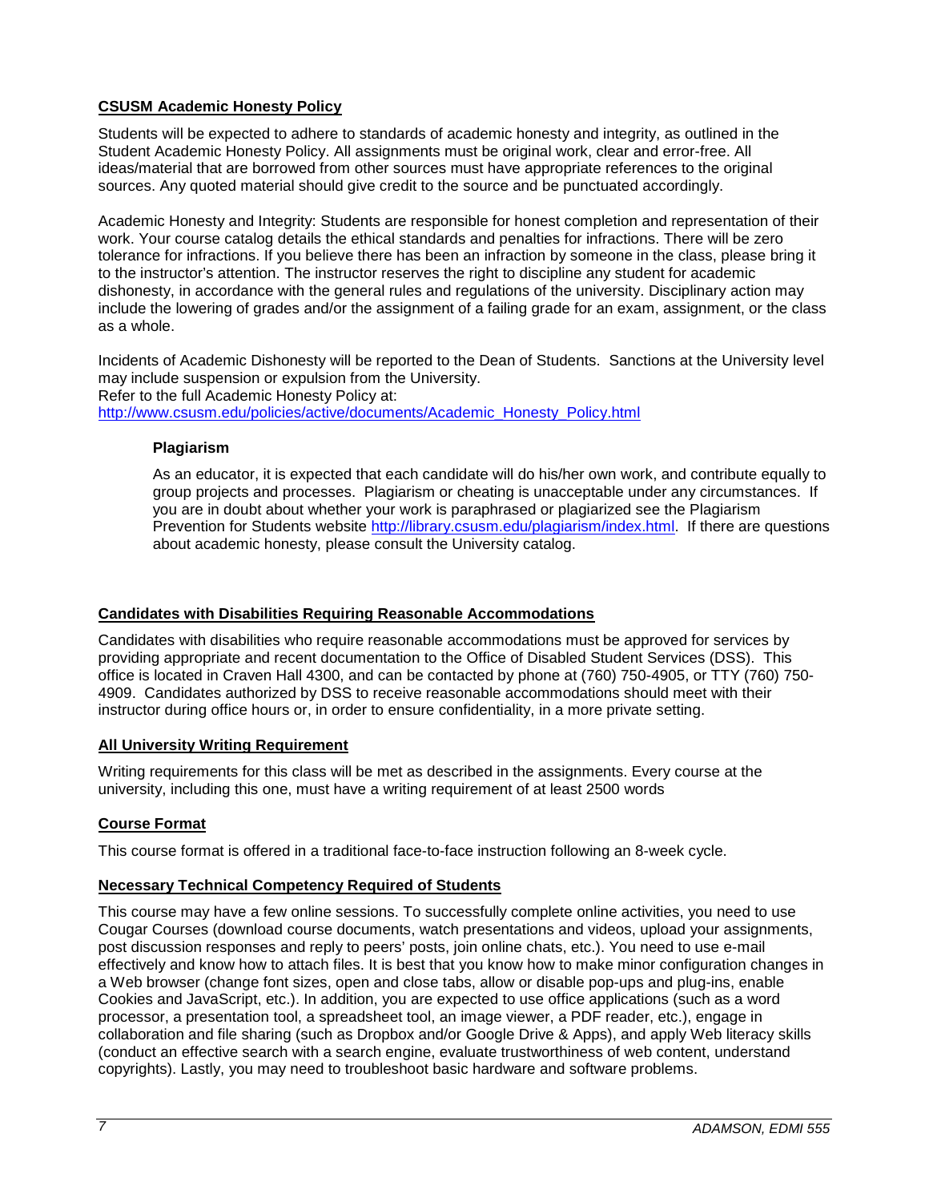**CSUSM Academic Honesty Policy**

Students will be expected to adhere to standards of academic honesty and integrity, as outlined in the Student Academic Honesty Policy. All assignments must be original work, clear and error-free. All ideas/material that are borrowed from other sources must have appropriate references to the original sources. Any quoted material should give credit to the source and be punctuated accordingly.

Academic Honesty and Integrity: Students are responsible for honest completion and representation of their work. Your course catalog details the ethical standards and penalties for infractions. There will be zero tolerance for infractions. If you believe there has been an infraction by someone in the class, please bring it to the instructor's attention. The instructor reserves the right to discipline any student for academic dishonesty, in accordance with the general rules and regulations of the university. Disciplinary action may include the lowering of grades and/or the assignment of a failing grade for an exam, assignment, or the class as a whole.

Incidents of Academic Dishonesty will be reported to the Dean of Students. Sanctions at the University level may include suspension or expulsion from the University.
Refer to the full Academic Honesty Policy at:
http://www.csusm.edu/policies/active/documents/Academic_Honesty_Policy.html

**Plagiarism**

As an educator, it is expected that each candidate will do his/her own work, and contribute equally to group projects and processes. Plagiarism or cheating is unacceptable under any circumstances. If you are in doubt about whether your work is paraphrased or plagiarized see the Plagiarism Prevention for Students website http://library.csusm.edu/plagiarism/index.html. If there are questions about academic honesty, please consult the University catalog.

**Candidates with Disabilities Requiring Reasonable Accommodations**

Candidates with disabilities who require reasonable accommodations must be approved for services by providing appropriate and recent documentation to the Office of Disabled Student Services (DSS). This office is located in Craven Hall 4300, and can be contacted by phone at (760) 750-4905, or TTY (760) 750-4909. Candidates authorized by DSS to receive reasonable accommodations should meet with their instructor during office hours or, in order to ensure confidentiality, in a more private setting.

**All University Writing Requirement**

Writing requirements for this class will be met as described in the assignments. Every course at the university, including this one, must have a writing requirement of at least 2500 words

**Course Format**

This course format is offered in a traditional face-to-face instruction following an 8-week cycle.

**Necessary Technical Competency Required of Students**

This course may have a few online sessions. To successfully complete online activities, you need to use Cougar Courses (download course documents, watch presentations and videos, upload your assignments, post discussion responses and reply to peers' posts, join online chats, etc.). You need to use e-mail effectively and know how to attach files. It is best that you know how to make minor configuration changes in a Web browser (change font sizes, open and close tabs, allow or disable pop-ups and plug-ins, enable Cookies and JavaScript, etc.). In addition, you are expected to use office applications (such as a word processor, a presentation tool, a spreadsheet tool, an image viewer, a PDF reader, etc.), engage in collaboration and file sharing (such as Dropbox and/or Google Drive & Apps), and apply Web literacy skills (conduct an effective search with a search engine, evaluate trustworthiness of web content, understand copyrights). Lastly, you may need to troubleshoot basic hardware and software problems.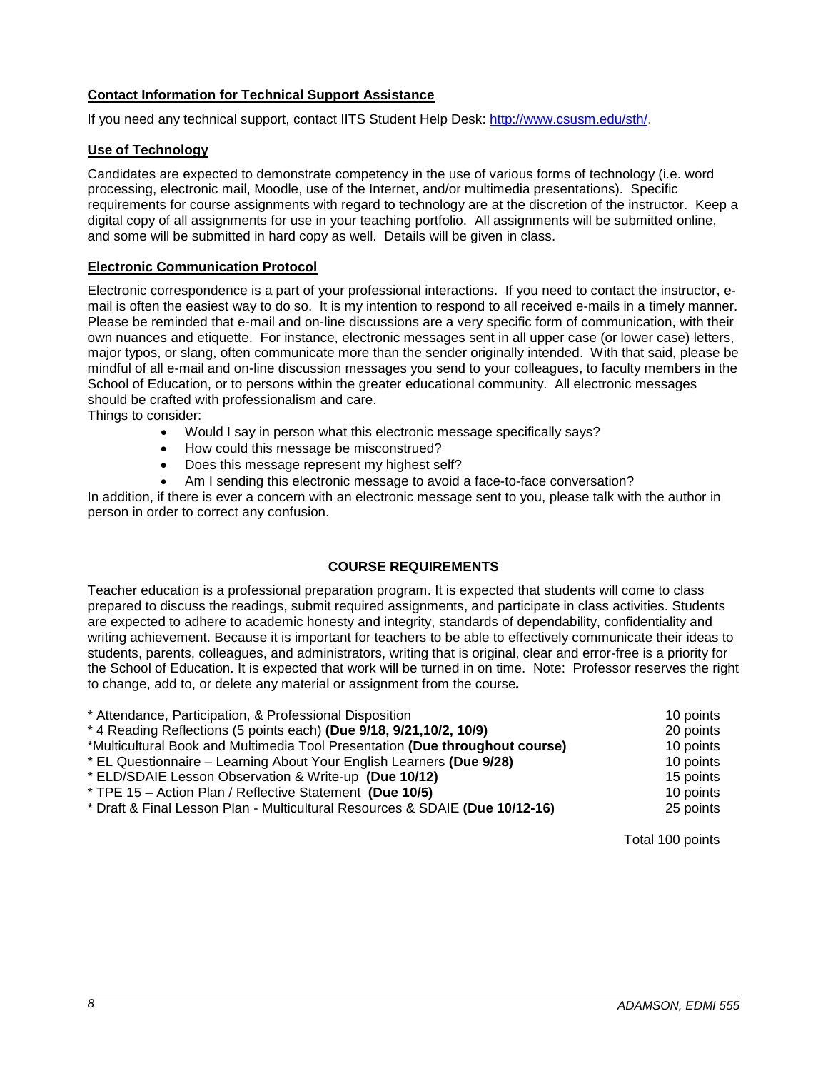## Contact Information for Technical Support Assistance

If you need any technical support, contact IITS Student Help Desk: http://www.csusm.edu/sth/.

## Use of Technology

Candidates are expected to demonstrate competency in the use of various forms of technology (i.e. word processing, electronic mail, Moodle, use of the Internet, and/or multimedia presentations). Specific requirements for course assignments with regard to technology are at the discretion of the instructor. Keep a digital copy of all assignments for use in your teaching portfolio. All assignments will be submitted online, and some will be submitted in hard copy as well. Details will be given in class.

## Electronic Communication Protocol

Electronic correspondence is a part of your professional interactions. If you need to contact the instructor, e-mail is often the easiest way to do so. It is my intention to respond to all received e-mails in a timely manner. Please be reminded that e-mail and on-line discussions are a very specific form of communication, with their own nuances and etiquette. For instance, electronic messages sent in all upper case (or lower case) letters, major typos, or slang, often communicate more than the sender originally intended. With that said, please be mindful of all e-mail and on-line discussion messages you send to your colleagues, to faculty members in the School of Education, or to persons within the greater educational community. All electronic messages should be crafted with professionalism and care.

Things to consider:

- Would I say in person what this electronic message specifically says?
- How could this message be misconstrued?
- Does this message represent my highest self?
- Am I sending this electronic message to avoid a face-to-face conversation?

In addition, if there is ever a concern with an electronic message sent to you, please talk with the author in person in order to correct any confusion.

## COURSE REQUIREMENTS

Teacher education is a professional preparation program. It is expected that students will come to class prepared to discuss the readings, submit required assignments, and participate in class activities. Students are expected to adhere to academic honesty and integrity, standards of dependability, confidentiality and writing achievement. Because it is important for teachers to be able to effectively communicate their ideas to students, parents, colleagues, and administrators, writing that is original, clear and error-free is a priority for the School of Education. It is expected that work will be turned in on time. Note: Professor reserves the right to change, add to, or delete any material or assignment from the course*.*

| Assignment | Points |
|---|---|
| * Attendance, Participation, & Professional Disposition | 10 points |
| * 4 Reading Reflections (5 points each) **(Due 9/18, 9/21,10/2, 10/9)** | 20 points |
| *Multicultural Book and Multimedia Tool Presentation **(Due throughout course)** | 10 points |
| * EL Questionnaire – Learning About Your English Learners **(Due 9/28)** | 10 points |
| * ELD/SDAIE Lesson Observation & Write-up **(Due 10/12)** | 15 points |
| * TPE 15 – Action Plan / Reflective Statement **(Due 10/5)** | 10 points |
| * Draft & Final Lesson Plan - Multicultural Resources & SDAIE **(Due 10/12-16)** | 25 points |
| | Total 100 points |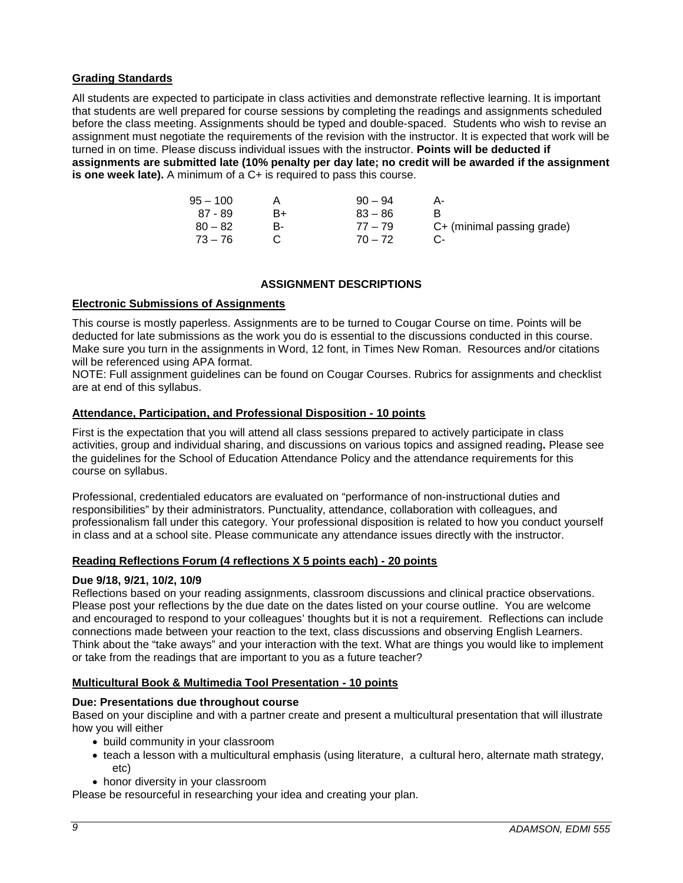**Grading Standards**

All students are expected to participate in class activities and demonstrate reflective learning. It is important that students are well prepared for course sessions by completing the readings and assignments scheduled before the class meeting. Assignments should be typed and double-spaced. Students who wish to revise an assignment must negotiate the requirements of the revision with the instructor. It is expected that work will be turned in on time. Please discuss individual issues with the instructor. **Points will be deducted if assignments are submitted late (10% penalty per day late; no credit will be awarded if the assignment is one week late).** A minimum of a C+ is required to pass this course.

| | | | |
|---|---|---|---|
| 95 – 100 | A | 90 – 94 | A- |
| 87 - 89 | B+ | 83 – 86 | B |
| 80 – 82 | B- | 77 – 79 | C+ (minimal passing grade) |
| 73 – 76 | C | 70 – 72 | C- |

**ASSIGNMENT DESCRIPTIONS**

**Electronic Submissions of Assignments**

This course is mostly paperless. Assignments are to be turned to Cougar Course on time. Points will be deducted for late submissions as the work you do is essential to the discussions conducted in this course. Make sure you turn in the assignments in Word, 12 font, in Times New Roman. Resources and/or citations will be referenced using APA format.

NOTE: Full assignment guidelines can be found on Cougar Courses. Rubrics for assignments and checklist are at end of this syllabus.

**Attendance, Participation, and Professional Disposition - 10 points**

First is the expectation that you will attend all class sessions prepared to actively participate in class activities, group and individual sharing, and discussions on various topics and assigned reading**.** Please see the guidelines for the School of Education Attendance Policy and the attendance requirements for this course on syllabus.

Professional, credentialed educators are evaluated on "performance of non-instructional duties and responsibilities" by their administrators. Punctuality, attendance, collaboration with colleagues, and professionalism fall under this category. Your professional disposition is related to how you conduct yourself in class and at a school site. Please communicate any attendance issues directly with the instructor.

**Reading Reflections Forum (4 reflections X 5 points each) - 20 points**

**Due 9/18, 9/21, 10/2, 10/9**

Reflections based on your reading assignments, classroom discussions and clinical practice observations. Please post your reflections by the due date on the dates listed on your course outline. You are welcome and encouraged to respond to your colleagues' thoughts but it is not a requirement. Reflections can include connections made between your reaction to the text, class discussions and observing English Learners. Think about the "take aways" and your interaction with the text. What are things you would like to implement or take from the readings that are important to you as a future teacher?

**Multicultural Book & Multimedia Tool Presentation - 10 points**

**Due: Presentations due throughout course**

Based on your discipline and with a partner create and present a multicultural presentation that will illustrate how you will either

- build community in your classroom
- teach a lesson with a multicultural emphasis (using literature, a cultural hero, alternate math strategy, etc)
- honor diversity in your classroom

Please be resourceful in researching your idea and creating your plan.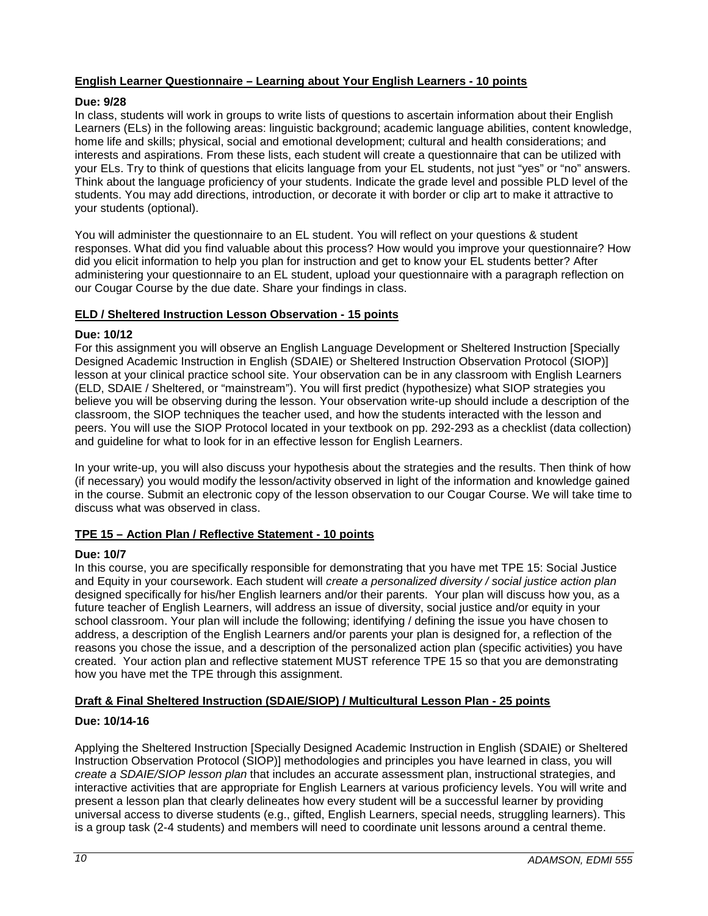### **English Learner Questionnaire – Learning about Your English Learners - 10 points**

**Due: 9/28**

In class, students will work in groups to write lists of questions to ascertain information about their English Learners (ELs) in the following areas: linguistic background; academic language abilities, content knowledge, home life and skills; physical, social and emotional development; cultural and health considerations; and interests and aspirations. From these lists, each student will create a questionnaire that can be utilized with your ELs. Try to think of questions that elicits language from your EL students, not just "yes" or "no" answers. Think about the language proficiency of your students. Indicate the grade level and possible PLD level of the students. You may add directions, introduction, or decorate it with border or clip art to make it attractive to your students (optional).

You will administer the questionnaire to an EL student. You will reflect on your questions & student responses. What did you find valuable about this process? How would you improve your questionnaire? How did you elicit information to help you plan for instruction and get to know your EL students better? After administering your questionnaire to an EL student, upload your questionnaire with a paragraph reflection on our Cougar Course by the due date. Share your findings in class.

### **ELD / Sheltered Instruction Lesson Observation - 15 points**

**Due: 10/12**

For this assignment you will observe an English Language Development or Sheltered Instruction [Specially Designed Academic Instruction in English (SDAIE) or Sheltered Instruction Observation Protocol (SIOP)] lesson at your clinical practice school site. Your observation can be in any classroom with English Learners (ELD, SDAIE / Sheltered, or "mainstream"). You will first predict (hypothesize) what SIOP strategies you believe you will be observing during the lesson. Your observation write-up should include a description of the classroom, the SIOP techniques the teacher used, and how the students interacted with the lesson and peers. You will use the SIOP Protocol located in your textbook on pp. 292-293 as a checklist (data collection) and guideline for what to look for in an effective lesson for English Learners.

In your write-up, you will also discuss your hypothesis about the strategies and the results. Then think of how (if necessary) you would modify the lesson/activity observed in light of the information and knowledge gained in the course. Submit an electronic copy of the lesson observation to our Cougar Course. We will take time to discuss what was observed in class.

### **TPE 15 – Action Plan / Reflective Statement - 10 points**

**Due: 10/7**

In this course, you are specifically responsible for demonstrating that you have met TPE 15: Social Justice and Equity in your coursework. Each student will *create a personalized diversity / social justice action plan* designed specifically for his/her English learners and/or their parents. Your plan will discuss how you, as a future teacher of English Learners, will address an issue of diversity, social justice and/or equity in your school classroom. Your plan will include the following; identifying / defining the issue you have chosen to address, a description of the English Learners and/or parents your plan is designed for, a reflection of the reasons you chose the issue, and a description of the personalized action plan (specific activities) you have created. Your action plan and reflective statement MUST reference TPE 15 so that you are demonstrating how you have met the TPE through this assignment.

### **Draft & Final Sheltered Instruction (SDAIE/SIOP) / Multicultural Lesson Plan - 25 points**

**Due: 10/14-16**

Applying the Sheltered Instruction [Specially Designed Academic Instruction in English (SDAIE) or Sheltered Instruction Observation Protocol (SIOP)] methodologies and principles you have learned in class, you will *create a SDAIE/SIOP lesson plan* that includes an accurate assessment plan, instructional strategies, and interactive activities that are appropriate for English Learners at various proficiency levels. You will write and present a lesson plan that clearly delineates how every student will be a successful learner by providing universal access to diverse students (e.g., gifted, English Learners, special needs, struggling learners). This is a group task (2-4 students) and members will need to coordinate unit lessons around a central theme.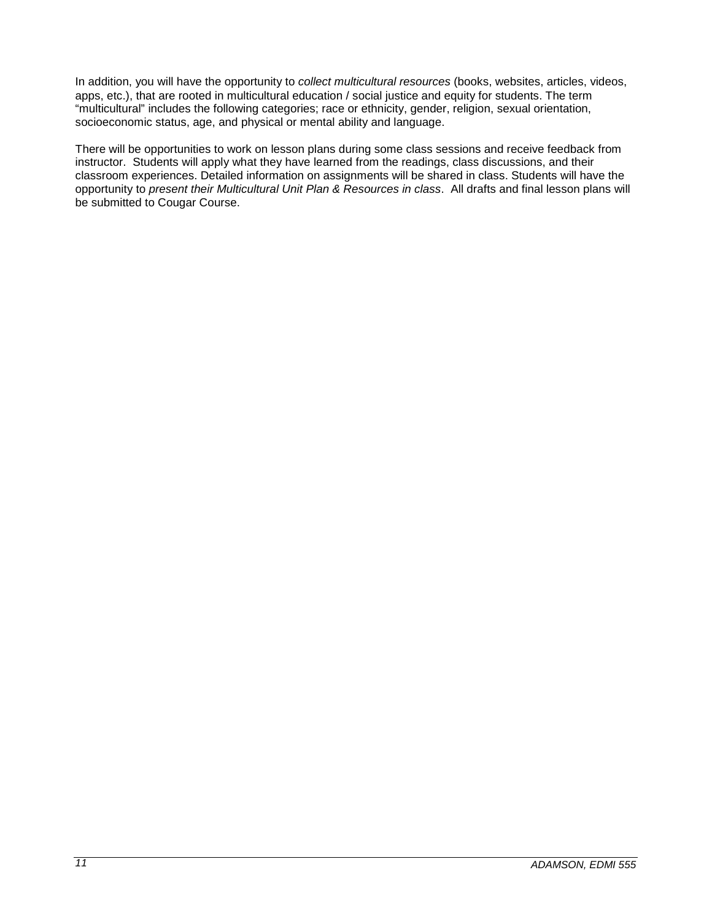In addition, you will have the opportunity to *collect multicultural resources* (books, websites, articles, videos, apps, etc.), that are rooted in multicultural education / social justice and equity for students. The term "multicultural" includes the following categories; race or ethnicity, gender, religion, sexual orientation, socioeconomic status, age, and physical or mental ability and language.

There will be opportunities to work on lesson plans during some class sessions and receive feedback from instructor. Students will apply what they have learned from the readings, class discussions, and their classroom experiences. Detailed information on assignments will be shared in class. Students will have the opportunity to *present their Multicultural Unit Plan & Resources in class*. All drafts and final lesson plans will be submitted to Cougar Course.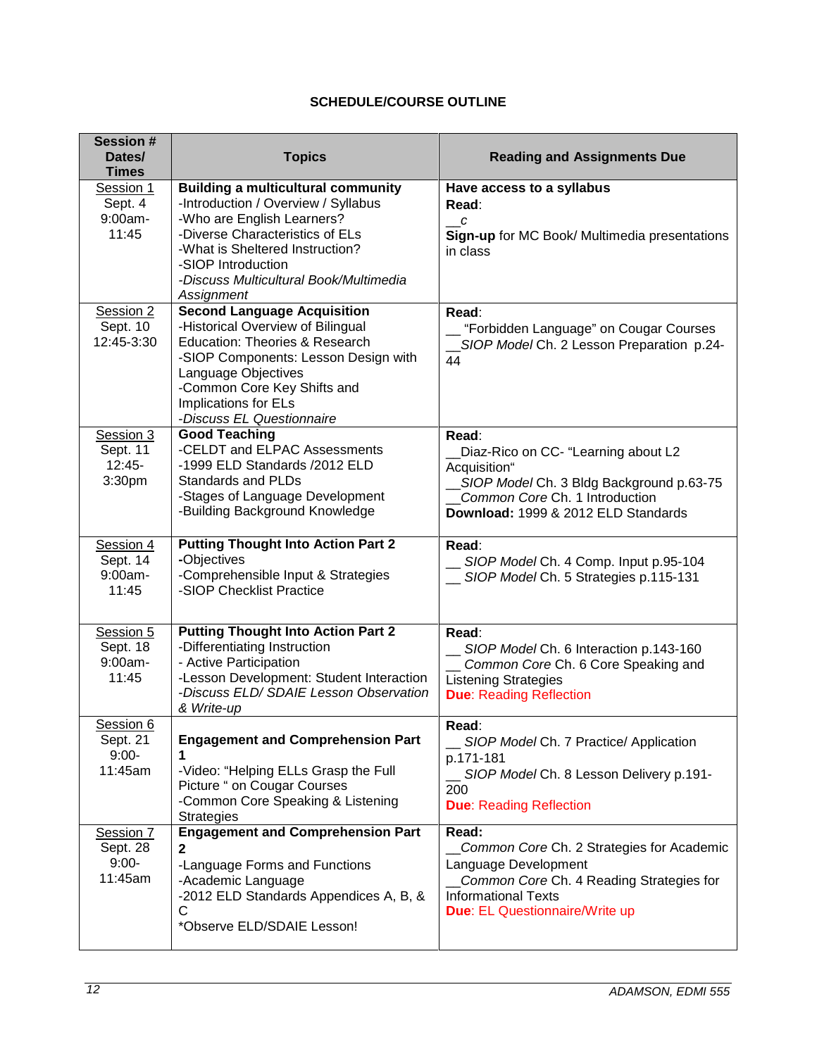## SCHEDULE/COURSE OUTLINE

| Session # Dates/ Times | Topics | Reading and Assignments Due |
|---|---|---|
| Session 1<br>Sept. 4<br>9:00am-11:45 | **Building a multicultural community**<br>-Introduction / Overview / Syllabus<br>-Who are English Learners?<br>-Diverse Characteristics of ELs<br>-What is Sheltered Instruction?<br>-SIOP Introduction<br>*-Discuss Multicultural Book/Multimedia Assignment* | **Have access to a syllabus**<br>**Read**:<br>__*c*<br>**Sign-up** for MC Book/ Multimedia presentations in class |
| Session 2<br>Sept. 10<br>12:45-3:30 | **Second Language Acquisition**<br>-Historical Overview of Bilingual Education: Theories & Research<br>-SIOP Components: Lesson Design with Language Objectives<br>-Common Core Key Shifts and Implications for ELs<br>*-Discuss EL Questionnaire* | **Read**:<br>__ "Forbidden Language" on Cougar Courses<br>__*SIOP Model* Ch. 2 Lesson Preparation p.24-44 |
| Session 3<br>Sept. 11<br>12:45-3:30pm | **Good Teaching**<br>-CELDT and ELPAC Assessments<br>-1999 ELD Standards /2012 ELD Standards and PLDs<br>-Stages of Language Development<br>-Building Background Knowledge | **Read**:<br>__Diaz-Rico on CC- "Learning about L2 Acquisition"<br>__*SIOP Model* Ch. 3 Bldg Background p.63-75<br>__*Common Core* Ch. 1 Introduction<br>**Download:** 1999 & 2012 ELD Standards |
| Session 4<br>Sept. 14<br>9:00am-11:45 | **Putting Thought Into Action Part 2**<br>**-**Objectives<br>-Comprehensible Input & Strategies<br>-SIOP Checklist Practice | **Read**:<br>__ *SIOP Model* Ch. 4 Comp. Input p.95-104<br>__ *SIOP Model* Ch. 5 Strategies p.115-131 |
| Session 5<br>Sept. 18<br>9:00am-11:45 | **Putting Thought Into Action Part 2**<br>-Differentiating Instruction<br>- Active Participation<br>-Lesson Development: Student Interaction<br>*-Discuss ELD/ SDAIE Lesson Observation & Write-up* | **Read**:<br>__ *SIOP Model* Ch. 6 Interaction p.143-160<br>__ *Common Core* Ch. 6 Core Speaking and Listening Strategies<br>**Due**: Reading Reflection |
| Session 6<br>Sept. 21<br>9:00-11:45am | **Engagement and Comprehension Part 1**<br>-Video: "Helping ELLs Grasp the Full Picture " on Cougar Courses<br>-Common Core Speaking & Listening Strategies | **Read**:<br>__ *SIOP Model* Ch. 7 Practice/ Application p.171-181<br>__ *SIOP Model* Ch. 8 Lesson Delivery p.191-200<br>**Due**: Reading Reflection |
| Session 7<br>Sept. 28<br>9:00-11:45am | **Engagement and Comprehension Part 2**<br>-Language Forms and Functions<br>-Academic Language<br>-2012 ELD Standards Appendices A, B, & C<br>*Observe ELD/SDAIE Lesson! | **Read:**<br>__*Common Core* Ch. 2 Strategies for Academic Language Development<br>__*Common Core* Ch. 4 Reading Strategies for Informational Texts<br>**Due**: EL Questionnaire/Write up |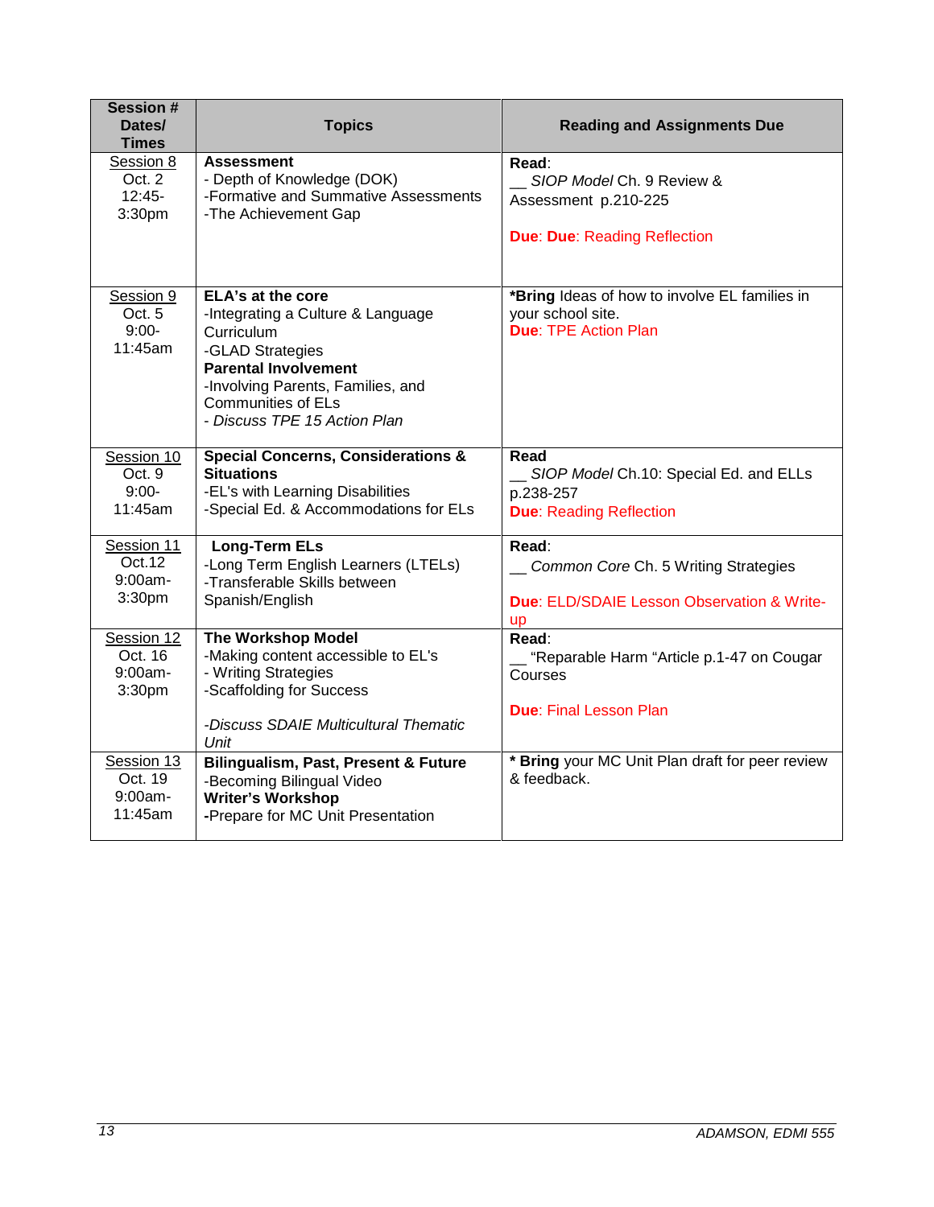| Session # Dates/ Times | Topics | Reading and Assignments Due |
| --- | --- | --- |
| Session 8<br>Oct. 2<br>12:45-3:30pm | **Assessment**<br>- Depth of Knowledge (DOK)<br>-Formative and Summative Assessments<br>-The Achievement Gap | **Read**:<br>__ *SIOP Model* Ch. 9 Review & Assessment p.210-225<br><br>**Due**: **Due**: Reading Reflection |
| Session 9<br>Oct. 5<br>9:00-11:45am | **ELA's at the core**<br>-Integrating a Culture & Language Curriculum<br>-GLAD Strategies<br>**Parental Involvement**<br>-Involving Parents, Families, and Communities of ELs<br>- *Discuss TPE 15 Action Plan* | ***Bring** Ideas of how to involve EL families in your school site.<br>**Due**: TPE Action Plan |
| Session 10<br>Oct. 9<br>9:00-11:45am | **Special Concerns, Considerations & Situations**<br>-EL's with Learning Disabilities<br>-Special Ed. & Accommodations for ELs | **Read**<br>__ *SIOP Model* Ch.10: Special Ed. and ELLs p.238-257<br>**Due**: Reading Reflection |
| Session 11<br>Oct.12<br>9:00am-3:30pm | **Long-Term ELs**<br>-Long Term English Learners (LTELs)<br>-Transferable Skills between Spanish/English | **Read**:<br>__ *Common Core* Ch. 5 Writing Strategies<br><br>**Due**: ELD/SDAIE Lesson Observation & Write-up |
| Session 12<br>Oct. 16<br>9:00am-3:30pm | **The Workshop Model**<br>-Making content accessible to EL's<br>- Writing Strategies<br>-Scaffolding for Success<br><br>*-Discuss SDAIE Multicultural Thematic Unit* | **Read**:<br>__ "Reparable Harm "Article p.1-47 on Cougar Courses<br><br>**Due**: Final Lesson Plan |
| Session 13<br>Oct. 19<br>9:00am-11:45am | **Bilingualism, Past, Present & Future**<br>-Becoming Bilingual Video<br>**Writer's Workshop**<br>**-**Prepare for MC Unit Presentation | *** Bring** your MC Unit Plan draft for peer review & feedback. |